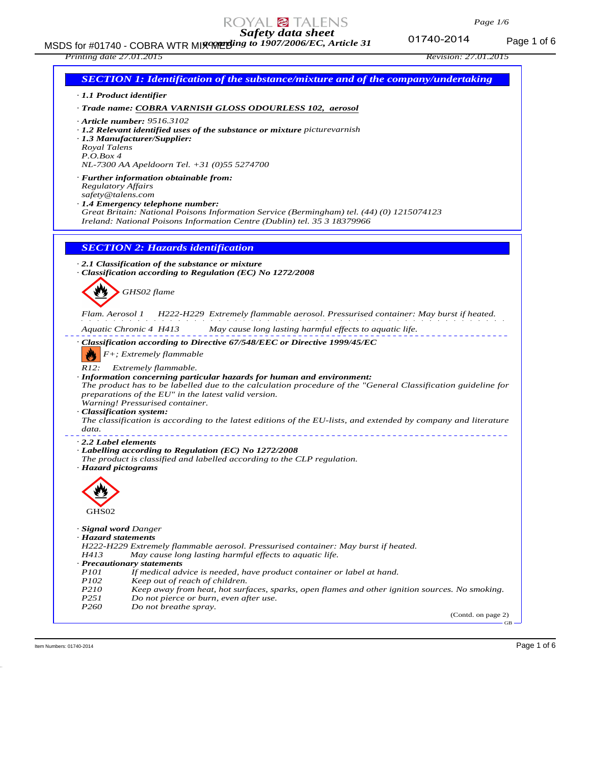## SECTION 1: Identification of the substance/mixture and of the company/undertaking

· **1.1 Product identifier**

· **Trade name:** **COBRA VARNISH GLOSS ODOURLESS 102, aerosol**

· **Article number:** 9516.3102
· **1.2 Relevant identified uses of the substance or mixture** picturevarnish
· **1.3 Manufacturer/Supplier:**
Royal Talens
P.O.Box 4
NL-7300 AA Apeldoorn Tel. +31 (0)55 5274700

· **Further information obtainable from:**
Regulatory Affairs
safety@talens.com
· **1.4 Emergency telephone number:**
Great Britain: National Poisons Information Service (Bermingham) tel. (44) (0) 1215074123
Ireland: National Poisons Information Centre (Dublin) tel. 35 3 18379966

## SECTION 2: Hazards identification

· **2.1 Classification of the substance or mixture**
· **Classification according to Regulation (EC) No 1272/2008**

GHS02 flame

Flam. Aerosol 1 H222-H229 Extremely flammable aerosol. Pressurised container: May burst if heated.

Aquatic Chronic 4 H413 May cause long lasting harmful effects to aquatic life.

· **Classification according to Directive 67/548/EEC or Directive 1999/45/EC**

F+; Extremely flammable

R12: Extremely flammable.
· **Information concerning particular hazards for human and environment:**
The product has to be labelled due to the calculation procedure of the "General Classification guideline for preparations of the EU" in the latest valid version.
Warning! Pressurised container.
· **Classification system:**
The classification is according to the latest editions of the EU-lists, and extended by company and literature data.

· **2.2 Label elements**
· **Labelling according to Regulation (EC) No 1272/2008**
The product is classified and labelled according to the CLP regulation.
· **Hazard pictograms**

GHS02

· **Signal word** Danger
· **Hazard statements**
H222-H229 Extremely flammable aerosol. Pressurised container: May burst if heated.
H413 May cause long lasting harmful effects to aquatic life.
· **Precautionary statements**
P101 If medical advice is needed, have product container or label at hand.
P102 Keep out of reach of children.
P210 Keep away from heat, hot surfaces, sparks, open flames and other ignition sources. No smoking.
P251 Do not pierce or burn, even after use.
P260 Do not breathe spray.

(Contd. on page 2)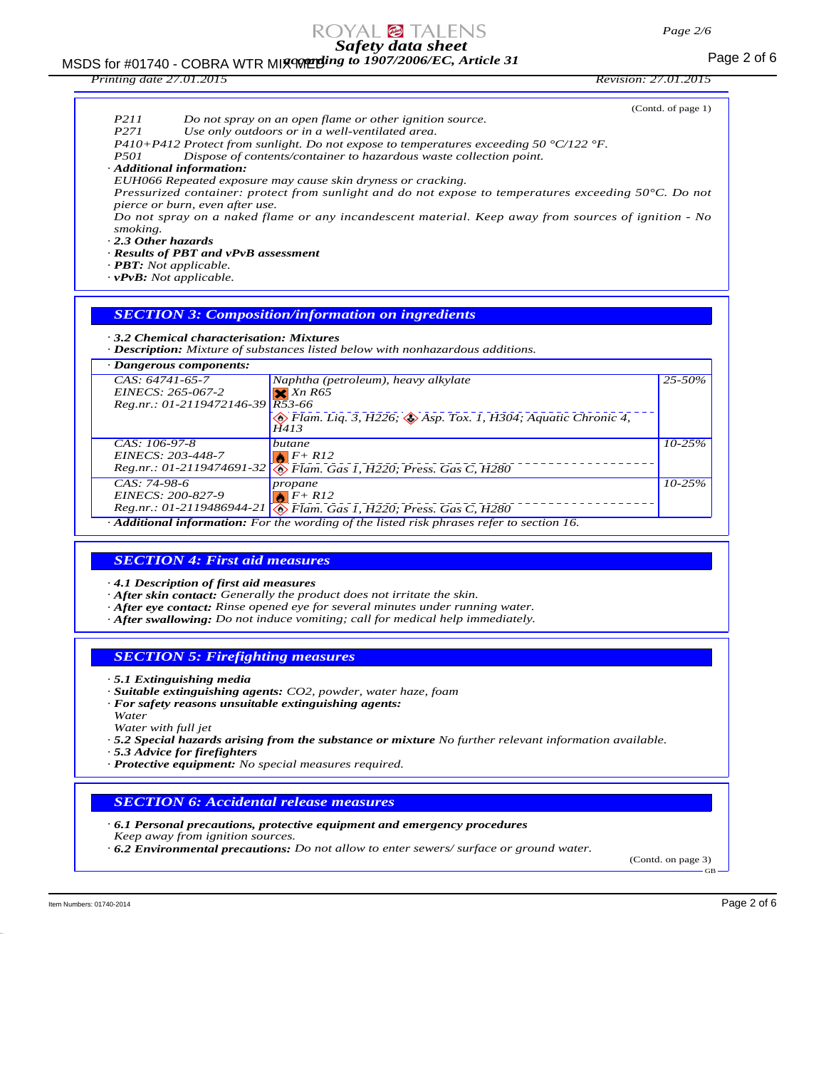(Contd. of page 1)

P211 Do not spray on an open flame or other ignition source.
P271 Use only outdoors or in a well-ventilated area.
P410+P412 Protect from sunlight. Do not expose to temperatures exceeding 50 °C/122 °F.
P501 Dispose of contents/container to hazardous waste collection point.

· **Additional information:**
EUH066 Repeated exposure may cause skin dryness or cracking.
Pressurized container: protect from sunlight and do not expose to temperatures exceeding 50°C. Do not pierce or burn, even after use.
Do not spray on a naked flame or any incandescent material. Keep away from sources of ignition - No smoking.

· **2.3 Other hazards**
· **Results of PBT and vPvB assessment**
· **PBT:** Not applicable.
· **vPvB:** Not applicable.

## SECTION 3: Composition/information on ingredients

· **3.2 Chemical characterisation: Mixtures**
· **Description:** Mixture of substances listed below with nonhazardous additions.

| · Dangerous components: | | |
|---|---|---|
| CAS: 64741-65-7<br>EINECS: 265-067-2<br>Reg.nr.: 01-2119472146-39 | Naphtha (petroleum), heavy alkylate<br>Xn R65<br>R53-66<br>Flam. Liq. 3, H226; Asp. Tox. 1, H304; Aquatic Chronic 4, H413 | 25-50% |
| CAS: 106-97-8<br>EINECS: 203-448-7<br>Reg.nr.: 01-2119474691-32 | butane<br>F+ R12<br>Flam. Gas 1, H220; Press. Gas C, H280 | 10-25% |
| CAS: 74-98-6<br>EINECS: 200-827-9<br>Reg.nr.: 01-2119486944-21 | propane<br>F+ R12<br>Flam. Gas 1, H220; Press. Gas C, H280 | 10-25% |

· **Additional information:** For the wording of the listed risk phrases refer to section 16.

## SECTION 4: First aid measures

· **4.1 Description of first aid measures**
· **After skin contact:** Generally the product does not irritate the skin.
· **After eye contact:** Rinse opened eye for several minutes under running water.
· **After swallowing:** Do not induce vomiting; call for medical help immediately.

## SECTION 5: Firefighting measures

· **5.1 Extinguishing media**
· **Suitable extinguishing agents:** CO2, powder, water haze, foam
· **For safety reasons unsuitable extinguishing agents:**
Water
Water with full jet
· **5.2 Special hazards arising from the substance or mixture** No further relevant information available.
· **5.3 Advice for firefighters**
· **Protective equipment:** No special measures required.

## SECTION 6: Accidental release measures

· **6.1 Personal precautions, protective equipment and emergency procedures**
Keep away from ignition sources.
· **6.2 Environmental precautions:** Do not allow to enter sewers/ surface or ground water.

(Contd. on page 3)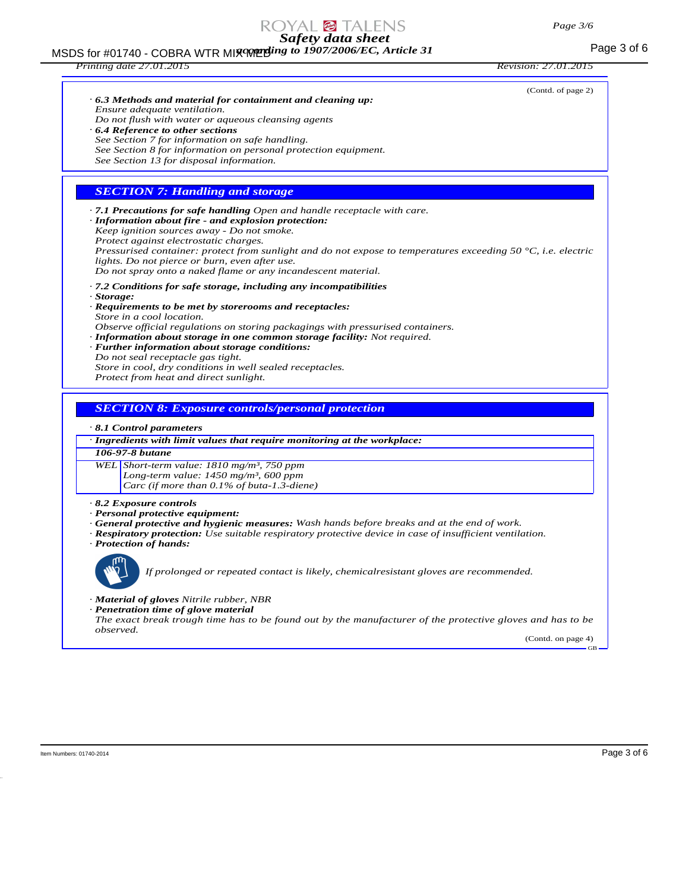(Contd. of page 2)

· **6.3 Methods and material for containment and cleaning up:**
Ensure adequate ventilation.
Do not flush with water or aqueous cleansing agents

· **6.4 Reference to other sections**
See Section 7 for information on safe handling.
See Section 8 for information on personal protection equipment.
See Section 13 for disposal information.

## SECTION 7: Handling and storage

· **7.1 Precautions for safe handling** Open and handle receptacle with care.
· **Information about fire - and explosion protection:**
Keep ignition sources away - Do not smoke.
Protect against electrostatic charges.
Pressurised container: protect from sunlight and do not expose to temperatures exceeding 50 °C, i.e. electric lights. Do not pierce or burn, even after use.
Do not spray onto a naked flame or any incandescent material.

· **7.2 Conditions for safe storage, including any incompatibilities**
· **Storage:**
· **Requirements to be met by storerooms and receptacles:**
Store in a cool location.
Observe official regulations on storing packagings with pressurised containers.
· **Information about storage in one common storage facility:** Not required.
· **Further information about storage conditions:**
Do not seal receptacle gas tight.
Store in cool, dry conditions in well sealed receptacles.
Protect from heat and direct sunlight.

## SECTION 8: Exposure controls/personal protection

· **8.1 Control parameters**

· **Ingredients with limit values that require monitoring at the workplace:**

| **106-97-8 butane** | |
|---|---|
| WEL | Short-term value: 1810 mg/m³, 750 ppm<br>Long-term value: 1450 mg/m³, 600 ppm<br>Carc (if more than 0.1% of buta-1.3-diene) |

· **8.2 Exposure controls**
· **Personal protective equipment:**
· **General protective and hygienic measures:** Wash hands before breaks and at the end of work.
· **Respiratory protection:** Use suitable respiratory protective device in case of insufficient ventilation.
· **Protection of hands:**

If prolonged or repeated contact is likely, chemicalresistant gloves are recommended.

· **Material of gloves** Nitrile rubber, NBR
· **Penetration time of glove material**
The exact break trough time has to be found out by the manufacturer of the protective gloves and has to be observed.

(Contd. on page 4)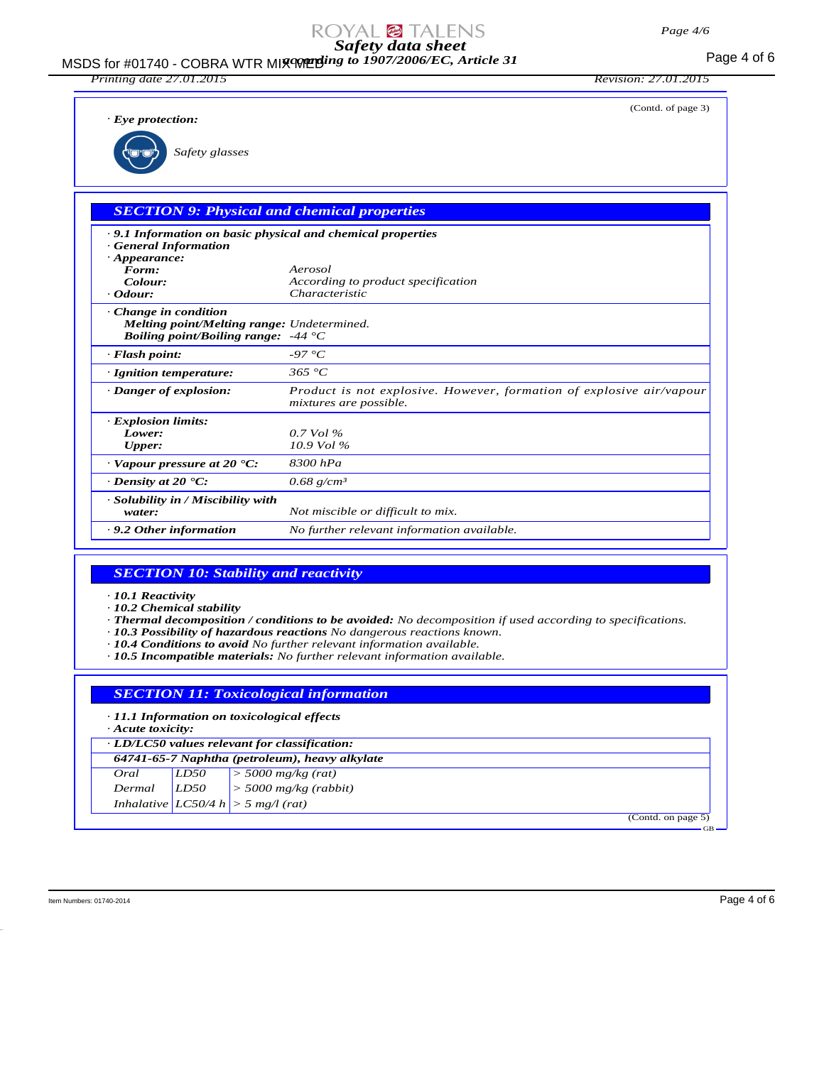(Contd. of page 3)

· **Eye protection:**

Safety glasses

## SECTION 9: Physical and chemical properties

· **9.1 Information on basic physical and chemical properties**
· **General Information**

| | |
|---|---|
| · **Appearance:** | |
| **Form:** | Aerosol |
| **Colour:** | According to product specification |
| · **Odour:** | Characteristic |
| · **Change in condition** | |
| **Melting point/Melting range:** | Undetermined. |
| **Boiling point/Boiling range:** | -44 °C |
| · **Flash point:** | -97 °C |
| · **Ignition temperature:** | 365 °C |
| · **Danger of explosion:** | Product is not explosive. However, formation of explosive air/vapour mixtures are possible. |
| · **Explosion limits:** | |
| **Lower:** | 0.7 Vol % |
| **Upper:** | 10.9 Vol % |
| · **Vapour pressure at 20 °C:** | 8300 hPa |
| · **Density at 20 °C:** | 0.68 g/cm³ |
| · **Solubility in / Miscibility with water:** | Not miscible or difficult to mix. |
| · **9.2 Other information** | No further relevant information available. |

## SECTION 10: Stability and reactivity

· **10.1 Reactivity**
· **10.2 Chemical stability**
· **Thermal decomposition / conditions to be avoided:** No decomposition if used according to specifications.
· **10.3 Possibility of hazardous reactions** No dangerous reactions known.
· **10.4 Conditions to avoid** No further relevant information available.
· **10.5 Incompatible materials:** No further relevant information available.

## SECTION 11: Toxicological information

· **11.1 Information on toxicological effects**
· **Acute toxicity:**

· **LD/LC50 values relevant for classification:**

| 64741-65-7 Naphtha (petroleum), heavy alkylate | | |
|---|---|---|
| Oral | LD50 | > 5000 mg/kg (rat) |
| Dermal | LD50 | > 5000 mg/kg (rabbit) |
| Inhalative | LC50/4 h | > 5 mg/l (rat) |

(Contd. on page 5)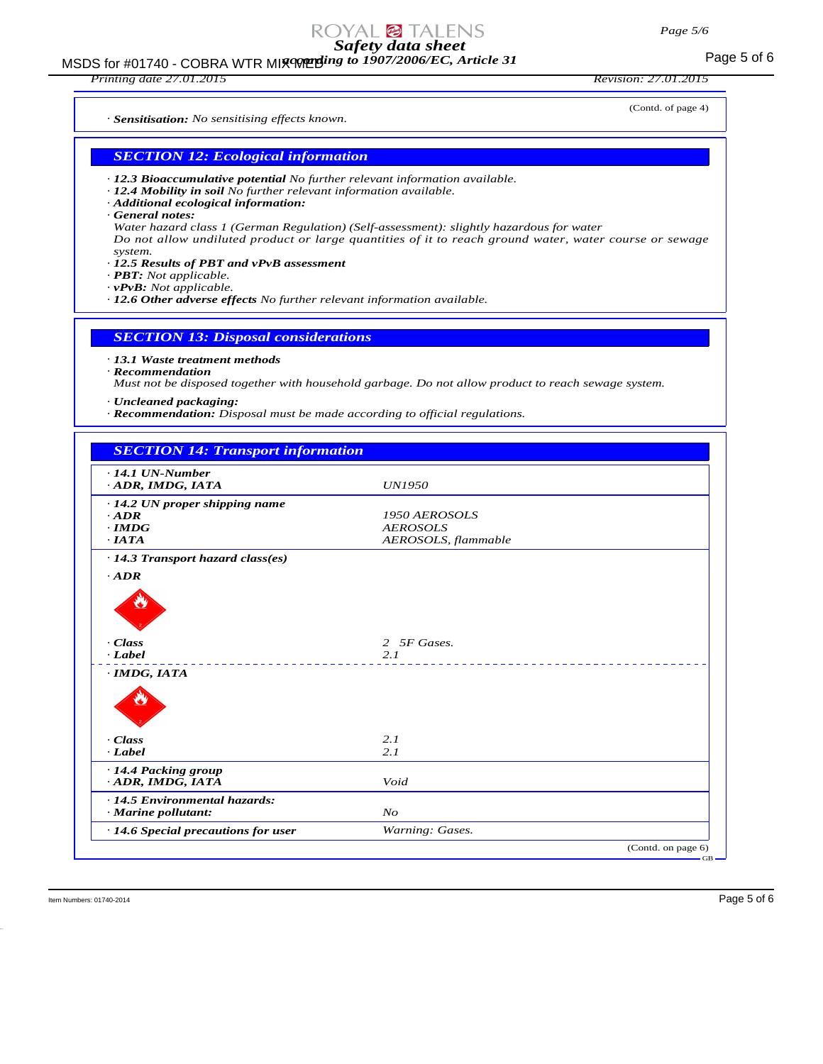(Contd. of page 4)

· **Sensitisation:** No sensitising effects known.

## SECTION 12: Ecological information

· **12.3 Bioaccumulative potential** No further relevant information available.
· **12.4 Mobility in soil** No further relevant information available.
· **Additional ecological information:**
· **General notes:**
Water hazard class 1 (German Regulation) (Self-assessment): slightly hazardous for water
Do not allow undiluted product or large quantities of it to reach ground water, water course or sewage system.
· **12.5 Results of PBT and vPvB assessment**
· **PBT:** Not applicable.
· **vPvB:** Not applicable.
· **12.6 Other adverse effects** No further relevant information available.

## SECTION 13: Disposal considerations

· **13.1 Waste treatment methods**
· **Recommendation**
Must not be disposed together with household garbage. Do not allow product to reach sewage system.

· **Uncleaned packaging:**
· **Recommendation:** Disposal must be made according to official regulations.

## SECTION 14: Transport information

| | |
|---|---|
| · **14.1 UN-Number** | |
| · **ADR, IMDG, IATA** | UN1950 |
| · **14.2 UN proper shipping name** | |
| · **ADR** | 1950 AEROSOLS |
| · **IMDG** | AEROSOLS |
| · **IATA** | AEROSOLS, flammable |
| · **14.3 Transport hazard class(es)** | |
| · **ADR** | |
| · **Class** | 2 5F Gases. |
| · **Label** | 2.1 |
| · **IMDG, IATA** | |
| · **Class** | 2.1 |
| · **Label** | 2.1 |
| · **14.4 Packing group** | |
| · **ADR, IMDG, IATA** | Void |
| · **14.5 Environmental hazards:** | |
| · **Marine pollutant:** | No |
| · **14.6 Special precautions for user** | Warning: Gases. |

(Contd. on page 6)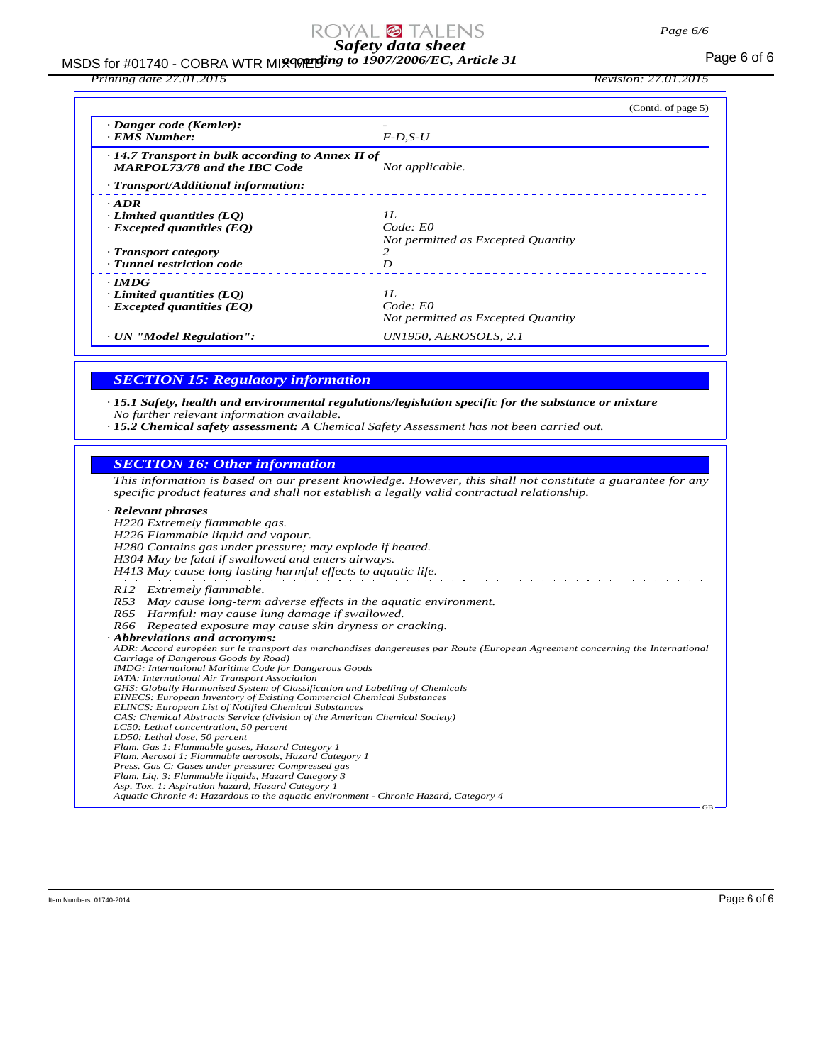(Contd. of page 5)

| | |
|---|---|
| · **Danger code (Kemler):** | - |
| · **EMS Number:** | F-D,S-U |
| · **14.7 Transport in bulk according to Annex II of MARPOL73/78 and the IBC Code** | Not applicable. |
| · **Transport/Additional information:** | |
| · **ADR** | |
| · **Limited quantities (LQ)** | 1L |
| · **Excepted quantities (EQ)** | Code: E0<br>Not permitted as Excepted Quantity |
| · **Transport category** | 2 |
| · **Tunnel restriction code** | D |
| · **IMDG** | |
| · **Limited quantities (LQ)** | 1L |
| · **Excepted quantities (EQ)** | Code: E0<br>Not permitted as Excepted Quantity |
| · **UN "Model Regulation":** | UN1950, AEROSOLS, 2.1 |

## SECTION 15: Regulatory information

· **15.1 Safety, health and environmental regulations/legislation specific for the substance or mixture**
No further relevant information available.
· **15.2 Chemical safety assessment:** A Chemical Safety Assessment has not been carried out.

## SECTION 16: Other information

This information is based on our present knowledge. However, this shall not constitute a guarantee for any specific product features and shall not establish a legally valid contractual relationship.

· **Relevant phrases**
H220 Extremely flammable gas.
H226 Flammable liquid and vapour.
H280 Contains gas under pressure; may explode if heated.
H304 May be fatal if swallowed and enters airways.
H413 May cause long lasting harmful effects to aquatic life.

R12 Extremely flammable.
R53 May cause long-term adverse effects in the aquatic environment.
R65 Harmful: may cause lung damage if swallowed.
R66 Repeated exposure may cause skin dryness or cracking.

· **Abbreviations and acronyms:**
ADR: Accord européen sur le transport des marchandises dangereuses par Route (European Agreement concerning the International Carriage of Dangerous Goods by Road)
IMDG: International Maritime Code for Dangerous Goods
IATA: International Air Transport Association
GHS: Globally Harmonised System of Classification and Labelling of Chemicals
EINECS: European Inventory of Existing Commercial Chemical Substances
ELINCS: European List of Notified Chemical Substances
CAS: Chemical Abstracts Service (division of the American Chemical Society)
LC50: Lethal concentration, 50 percent
LD50: Lethal dose, 50 percent
Flam. Gas 1: Flammable gases, Hazard Category 1
Flam. Aerosol 1: Flammable aerosols, Hazard Category 1
Press. Gas C: Gases under pressure: Compressed gas
Flam. Liq. 3: Flammable liquids, Hazard Category 3
Asp. Tox. 1: Aspiration hazard, Hazard Category 1
Aquatic Chronic 4: Hazardous to the aquatic environment - Chronic Hazard, Category 4